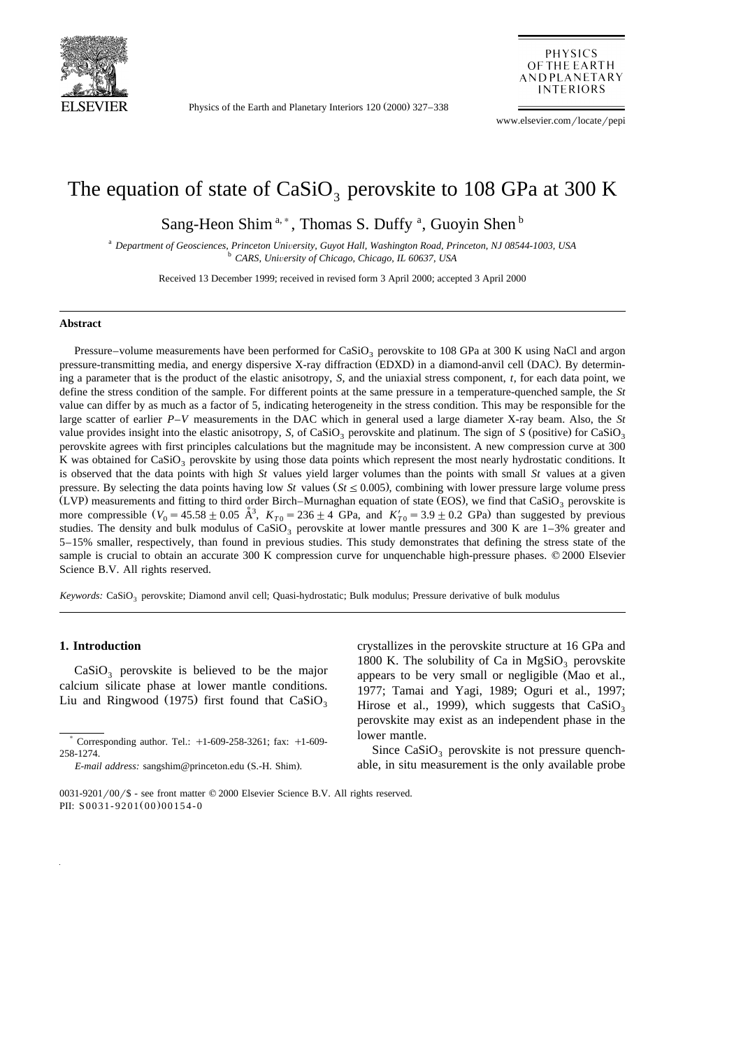# The equation of state of $CaSiO_3$ perovskite to 108 GPa at 300 K

Sang-Heon Shim [a,*], Thomas S. Duffy [a], Guoyin Shen [b]

[a] Department of Geosciences, Princeton University, Guyot Hall, Washington Road, Princeton, NJ 08544-1003, USA
[b] CARS, University of Chicago, Chicago, IL 60637, USA

Received 13 December 1999; received in revised form 3 April 2000; accepted 3 April 2000

### Abstract

Pressure–volume measurements have been performed for $CaSiO_3$ perovskite to 108 GPa at 300 K using NaCl and argon pressure-transmitting media, and energy dispersive X-ray diffraction (EDXD) in a diamond-anvil cell (DAC). By determining a parameter that is the product of the elastic anisotropy, $S$, and the uniaxial stress component, $t$, for each data point, we define the stress condition of the sample. For different points at the same pressure in a temperature-quenched sample, the $St$ value can differ by as much as a factor of 5, indicating heterogeneity in the stress condition. This may be responsible for the large scatter of earlier $P$–$V$ measurements in the DAC which in general used a large diameter X-ray beam. Also, the $St$ value provides insight into the elastic anisotropy, $S$, of $CaSiO_3$ perovskite and platinum. The sign of $S$ (positive) for $CaSiO_3$ perovskite agrees with first principles calculations but the magnitude may be inconsistent. A new compression curve at 300 K was obtained for $CaSiO_3$ perovskite by using those data points which represent the most nearly hydrostatic conditions. It is observed that the data points with high $St$ values yield larger volumes than the points with small $St$ values at a given pressure. By selecting the data points having low $St$ values ($St \leq 0.005$), combining with lower pressure large volume press (LVP) measurements and fitting to third order Birch–Murnaghan equation of state (EOS), we find that $CaSiO_3$ perovskite is more compressible ($V_0 = 45.58 \pm 0.05$ Å$^3$, $K_{T0} = 236 \pm 4$ GPa, and $K'_{T0} = 3.9 \pm 0.2$ GPa) than suggested by previous studies. The density and bulk modulus of $CaSiO_3$ perovskite at lower mantle pressures and 300 K are 1–3% greater and 5–15% smaller, respectively, than found in previous studies. This study demonstrates that defining the stress state of the sample is crucial to obtain an accurate 300 K compression curve for unquenchable high-pressure phases. © 2000 Elsevier Science B.V. All rights reserved.

*Keywords:* $CaSiO_3$ perovskite; Diamond anvil cell; Quasi-hydrostatic; Bulk modulus; Pressure derivative of bulk modulus

## 1. Introduction

$CaSiO_3$ perovskite is believed to be the major calcium silicate phase at lower mantle conditions. Liu and Ringwood (1975) first found that $CaSiO_3$ crystallizes in the perovskite structure at 16 GPa and 1800 K. The solubility of Ca in $MgSiO_3$ perovskite appears to be very small or negligible (Mao et al., 1977; Tamai and Yagi, 1989; Oguri et al., 1997; Hirose et al., 1999), which suggests that $CaSiO_3$ perovskite may exist as an independent phase in the lower mantle.

Since $CaSiO_3$ perovskite is not pressure quenchable, in situ measurement is the only available probe

* Corresponding author. Tel.: +1-609-258-3261; fax: +1-609-258-1274.
*E-mail address:* sangshim@princeton.edu (S.-H. Shim).

0031-9201/00/$ - see front matter © 2000 Elsevier Science B.V. All rights reserved.
PII: S0031-9201(00)00154-0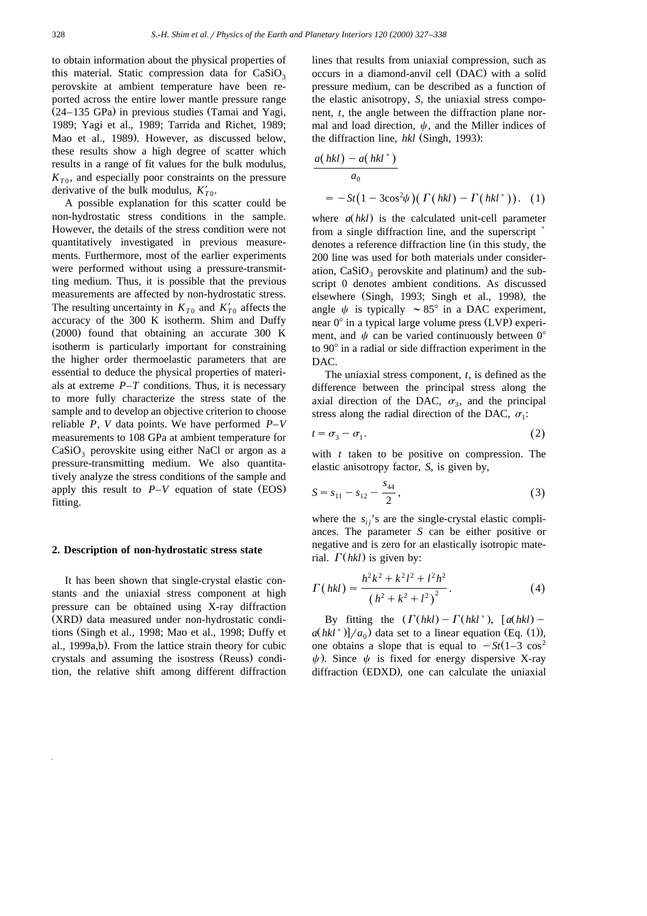to obtain information about the physical properties of this material. Static compression data for $CaSiO_3$ perovskite at ambient temperature have been reported across the entire lower mantle pressure range (24–135 GPa) in previous studies (Tamai and Yagi, 1989; Yagi et al., 1989; Tarrida and Richet, 1989; Mao et al., 1989). However, as discussed below, these results show a high degree of scatter which results in a range of fit values for the bulk modulus, $K_{T0}$, and especially poor constraints on the pressure derivative of the bulk modulus, $K'_{T0}$.

A possible explanation for this scatter could be non-hydrostatic stress conditions in the sample. However, the details of the stress condition were not quantitatively investigated in previous measurements. Furthermore, most of the earlier experiments were performed without using a pressure-transmitting medium. Thus, it is possible that the previous measurements are affected by non-hydrostatic stress. The resulting uncertainty in $K_{T0}$ and $K'_{T0}$ affects the accuracy of the 300 K isotherm. Shim and Duffy (2000) found that obtaining an accurate 300 K isotherm is particularly important for constraining the higher order thermoelastic parameters that are essential to deduce the physical properties of materials at extreme $P$–$T$ conditions. Thus, it is necessary to more fully characterize the stress state of the sample and to develop an objective criterion to choose reliable $P$, $V$ data points. We have performed $P$–$V$ measurements to 108 GPa at ambient temperature for $CaSiO_3$ perovskite using either NaCl or argon as a pressure-transmitting medium. We also quantitatively analyze the stress conditions of the sample and apply this result to $P$–$V$ equation of state (EOS) fitting.

## 2. Description of non-hydrostatic stress state

It has been shown that single-crystal elastic constants and the uniaxial stress component at high pressure can be obtained using X-ray diffraction (XRD) data measured under non-hydrostatic conditions (Singh et al., 1998; Mao et al., 1998; Duffy et al., 1999a,b). From the lattice strain theory for cubic crystals and assuming the isostress (Reuss) condition, the relative shift among different diffraction lines that results from uniaxial compression, such as occurs in a diamond-anvil cell (DAC) with a solid pressure medium, can be described as a function of the elastic anisotropy, $S$, the uniaxial stress component, $t$, the angle between the diffraction plane normal and load direction, $\psi$, and the Miller indices of the diffraction line, $hkl$ (Singh, 1993):

$$\frac{a(hkl) - a(hkl^*)}{a_0} = -St(1 - 3\cos^2\psi)(\Gamma(hkl) - \Gamma(hkl^*)). \quad (1)$$

where $a(hkl)$ is the calculated unit-cell parameter from a single diffraction line, and the superscript $^*$ denotes a reference diffraction line (in this study, the 200 line was used for both materials under consideration, $CaSiO_3$ perovskite and platinum) and the subscript 0 denotes ambient conditions. As discussed elsewhere (Singh, 1993; Singh et al., 1998), the angle $\psi$ is typically $\sim 85°$ in a DAC experiment, near 0° in a typical large volume press (LVP) experiment, and $\psi$ can be varied continuously between 0° to 90° in a radial or side diffraction experiment in the DAC.

The uniaxial stress component, $t$, is defined as the difference between the principal stress along the axial direction of the DAC, $\sigma_3$, and the principal stress along the radial direction of the DAC, $\sigma_1$:

$$t = \sigma_3 - \sigma_1. \quad (2)$$

with $t$ taken to be positive on compression. The elastic anisotropy factor, $S$, is given by,

$$S = s_{11} - s_{12} - \frac{s_{44}}{2}, \quad (3)$$

where the $s_{ij}$'s are the single-crystal elastic compliances. The parameter $S$ can be either positive or negative and is zero for an elastically isotropic material. $\Gamma(hkl)$ is given by:

$$\Gamma(hkl) = \frac{h^2k^2 + k^2l^2 + l^2h^2}{(h^2 + k^2 + l^2)^2}. \quad (4)$$

By fitting the $(\Gamma(hkl) - \Gamma(hkl^*))$, $[a(hkl) - a(hkl^*)]/a_0)$ data set to a linear equation (Eq. (1)), one obtains a slope that is equal to $-St(1–3\cos^2\psi)$. Since $\psi$ is fixed for energy dispersive X-ray diffraction (EDXD), one can calculate the uniaxial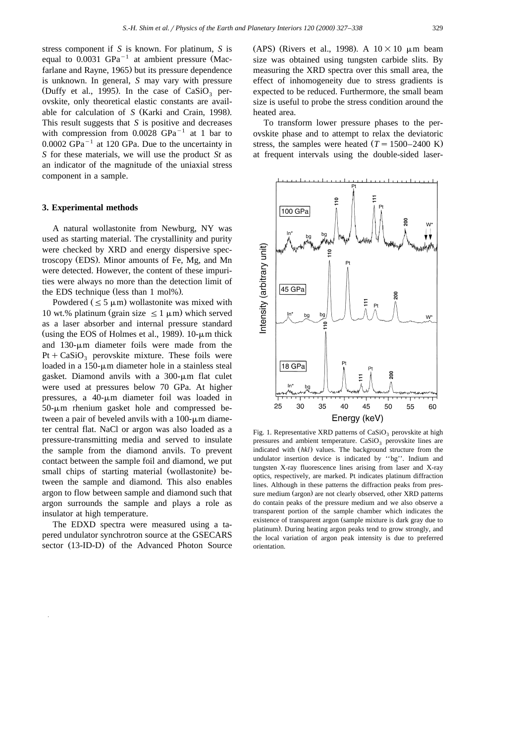stress component if $S$ is known. For platinum, $S$ is equal to 0.0031 $GPa^{-1}$ at ambient pressure (Macfarlane and Rayne, 1965) but its pressure dependence is unknown. In general, $S$ may vary with pressure (Duffy et al., 1995). In the case of $CaSiO_3$ perovskite, only theoretical elastic constants are available for calculation of $S$ (Karki and Crain, 1998). This result suggests that $S$ is positive and decreases with compression from 0.0028 $GPa^{-1}$ at 1 bar to 0.0002 $GPa^{-1}$ at 120 GPa. Due to the uncertainty in $S$ for these materials, we will use the product $St$ as an indicator of the magnitude of the uniaxial stress component in a sample.

## 3. Experimental methods

A natural wollastonite from Newburg, NY was used as starting material. The crystallinity and purity were checked by XRD and energy dispersive spectroscopy (EDS). Minor amounts of Fe, Mg, and Mn were detected. However, the content of these impurities were always no more than the detection limit of the EDS technique (less than 1 mol%).

Powdered ($\leq 5$ μm) wollastonite was mixed with 10 wt.% platinum (grain size $\leq 1$ μm) which served as a laser absorber and internal pressure standard (using the EOS of Holmes et al., 1989). 10-μm thick and 130-μm diameter foils were made from the $Pt + CaSiO_3$ perovskite mixture. These foils were loaded in a 150-μm diameter hole in a stainless steal gasket. Diamond anvils with a 300-μm flat culet were used at pressures below 70 GPa. At higher pressures, a 40-μm diameter foil was loaded in 50-μm rhenium gasket hole and compressed between a pair of beveled anvils with a 100-μm diameter central flat. NaCl or argon was also loaded as a pressure-transmitting media and served to insulate the sample from the diamond anvils. To prevent contact between the sample foil and diamond, we put small chips of starting material (wollastonite) between the sample and diamond. This also enables argon to flow between sample and diamond such that argon surrounds the sample and plays a role as insulator at high temperature.

The EDXD spectra were measured using a tapered undulator synchrotron source at the GSECARS sector (13-ID-D) of the Advanced Photon Source (APS) (Rivers et al., 1998). A $10 \times 10$ μm beam size was obtained using tungsten carbide slits. By measuring the XRD spectra over this small area, the effect of inhomogeneity due to stress gradients is expected to be reduced. Furthermore, the small beam size is useful to probe the stress condition around the heated area.

To transform lower pressure phases to the perovskite phase and to attempt to relax the deviatoric stress, the samples were heated ($T = 1500$–$2400$ K) at frequent intervals using the double-sided laser-

Fig. 1. Representative XRD patterns of $CaSiO_3$ perovskite at high pressures and ambient temperature. $CaSiO_3$ perovskite lines are indicated with ($hkl$) values. The background structure from the undulator insertion device is indicated by ''bg''. Indium and tungsten X-ray fluorescence lines arising from laser and X-ray optics, respectively, are marked. Pt indicates platinum diffraction lines. Although in these patterns the diffraction peaks from pressure medium (argon) are not clearly observed, other XRD patterns do contain peaks of the pressure medium and we also observe a transparent portion of the sample chamber which indicates the existence of transparent argon (sample mixture is dark gray due to platinum). During heating argon peaks tend to grow strongly, and the local variation of argon peak intensity is due to preferred orientation.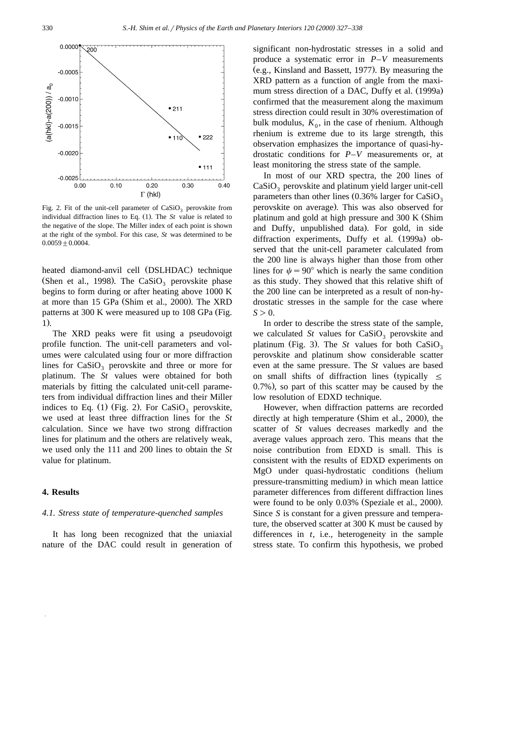Fig. 2. Fit of the unit-cell parameter of $CaSiO_3$ perovskite from individual diffraction lines to Eq. (1). The *St* value is related to the negative of the slope. The Miller index of each point is shown at the right of the symbol. For this case, *St* was determined to be $0.0059 \pm 0.0004$.

heated diamond-anvil cell (DSLHDAC) technique (Shen et al., 1998). The $CaSiO_3$ perovskite phase begins to form during or after heating above 1000 K at more than 15 GPa (Shim et al., 2000). The XRD patterns at 300 K were measured up to 108 GPa (Fig. 1).

The XRD peaks were fit using a pseudovoigt profile function. The unit-cell parameters and volumes were calculated using four or more diffraction lines for $CaSiO_3$ perovskite and three or more for platinum. The *St* values were obtained for both materials by fitting the calculated unit-cell parameters from individual diffraction lines and their Miller indices to Eq. (1) (Fig. 2). For $CaSiO_3$ perovskite, we used at least three diffraction lines for the *St* calculation. Since we have two strong diffraction lines for platinum and the others are relatively weak, we used only the 111 and 200 lines to obtain the *St* value for platinum.

## 4. Results

### 4.1. Stress state of temperature-quenched samples

It has long been recognized that the uniaxial nature of the DAC could result in generation of significant non-hydrostatic stresses in a solid and produce a systematic error in *P*–*V* measurements (e.g., Kinsland and Bassett, 1977). By measuring the XRD pattern as a function of angle from the maximum stress direction of a DAC, Duffy et al. (1999a) confirmed that the measurement along the maximum stress direction could result in 30% overestimation of bulk modulus, $K_0$, in the case of rhenium. Although rhenium is extreme due to its large strength, this observation emphasizes the importance of quasi-hydrostatic conditions for *P*–*V* measurements or, at least monitoring the stress state of the sample.

In most of our XRD spectra, the 200 lines of $CaSiO_3$ perovskite and platinum yield larger unit-cell parameters than other lines (0.36% larger for $CaSiO_3$ perovskite on average). This was also observed for platinum and gold at high pressure and 300 K (Shim and Duffy, unpublished data). For gold, in side diffraction experiments, Duffy et al. (1999a) observed that the unit-cell parameter calculated from the 200 line is always higher than those from other lines for $\psi = 90°$ which is nearly the same condition as this study. They showed that this relative shift of the 200 line can be interpreted as a result of non-hydrostatic stresses in the sample for the case where $S > 0$.

In order to describe the stress state of the sample, we calculated *St* values for $CaSiO_3$ perovskite and platinum (Fig. 3). The *St* values for both $CaSiO_3$ perovskite and platinum show considerable scatter even at the same pressure. The *St* values are based on small shifts of diffraction lines (typically $\leq$ 0.7%), so part of this scatter may be caused by the low resolution of EDXD technique.

However, when diffraction patterns are recorded directly at high temperature (Shim et al., 2000), the scatter of *St* values decreases markedly and the average values approach zero. This means that the noise contribution from EDXD is small. This is consistent with the results of EDXD experiments on MgO under quasi-hydrostatic conditions (helium pressure-transmitting medium) in which mean lattice parameter differences from different diffraction lines were found to be only 0.03% (Speziale et al., 2000). Since *S* is constant for a given pressure and temperature, the observed scatter at 300 K must be caused by differences in *t*, i.e., heterogeneity in the sample stress state. To confirm this hypothesis, we probed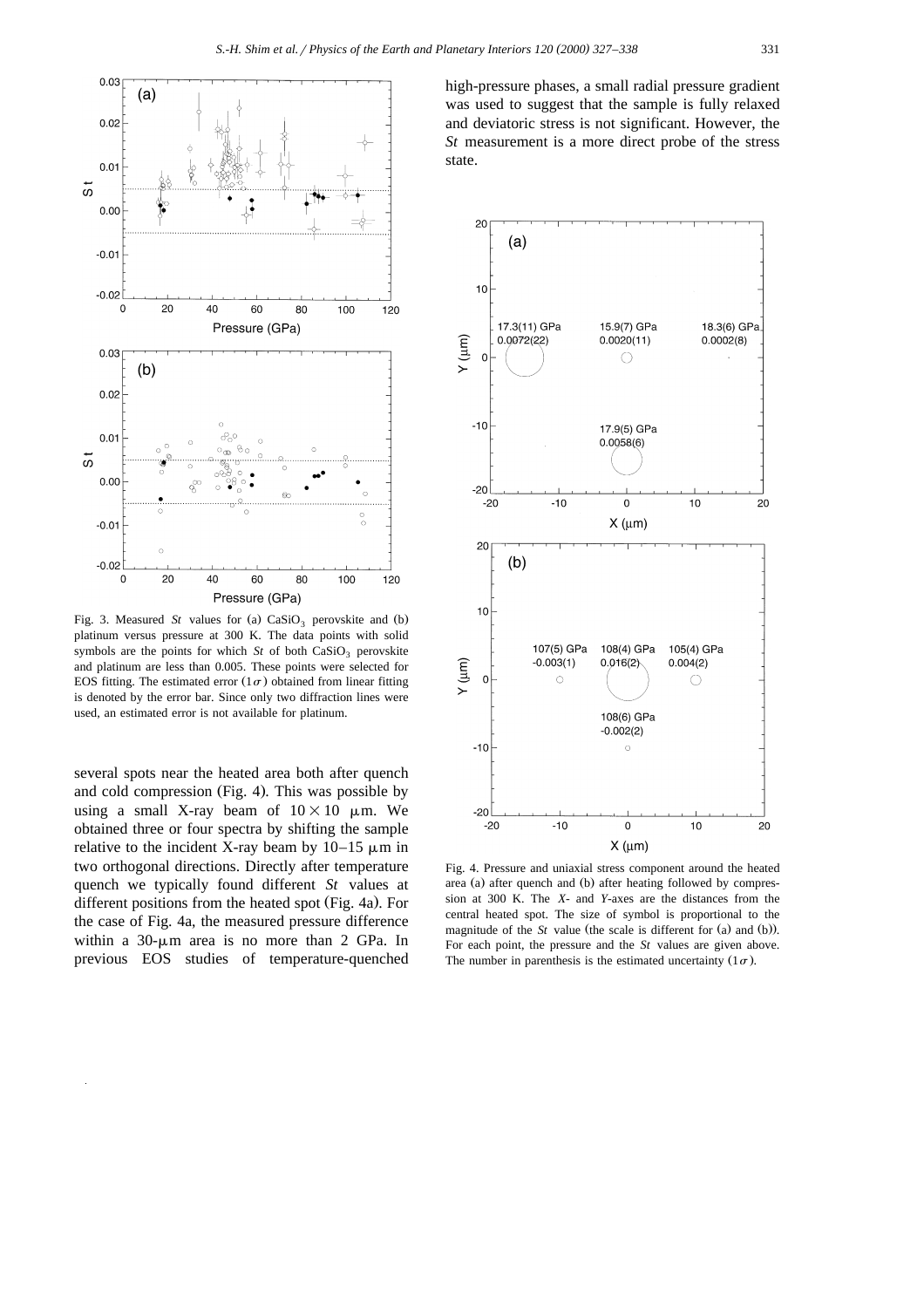Fig. 3. Measured *St* values for (a) $CaSiO_3$ perovskite and (b) platinum versus pressure at 300 K. The data points with solid symbols are the points for which *St* of both $CaSiO_3$ perovskite and platinum are less than 0.005. These points were selected for EOS fitting. The estimated error ($1\sigma$) obtained from linear fitting is denoted by the error bar. Since only two diffraction lines were used, an estimated error is not available for platinum.

several spots near the heated area both after quench and cold compression (Fig. 4). This was possible by using a small X-ray beam of $10 \times 10$ μm. We obtained three or four spectra by shifting the sample relative to the incident X-ray beam by 10–15 μm in two orthogonal directions. Directly after temperature quench we typically found different *St* values at different positions from the heated spot (Fig. 4a). For the case of Fig. 4a, the measured pressure difference within a 30-μm area is no more than 2 GPa. In previous EOS studies of temperature-quenched high-pressure phases, a small radial pressure gradient was used to suggest that the sample is fully relaxed and deviatoric stress is not significant. However, the *St* measurement is a more direct probe of the stress state.

Fig. 4. Pressure and uniaxial stress component around the heated area (a) after quench and (b) after heating followed by compression at 300 K. The *X*- and *Y*-axes are the distances from the central heated spot. The size of symbol is proportional to the magnitude of the *St* value (the scale is different for (a) and (b)). For each point, the pressure and the *St* values are given above. The number in parenthesis is the estimated uncertainty ($1\sigma$).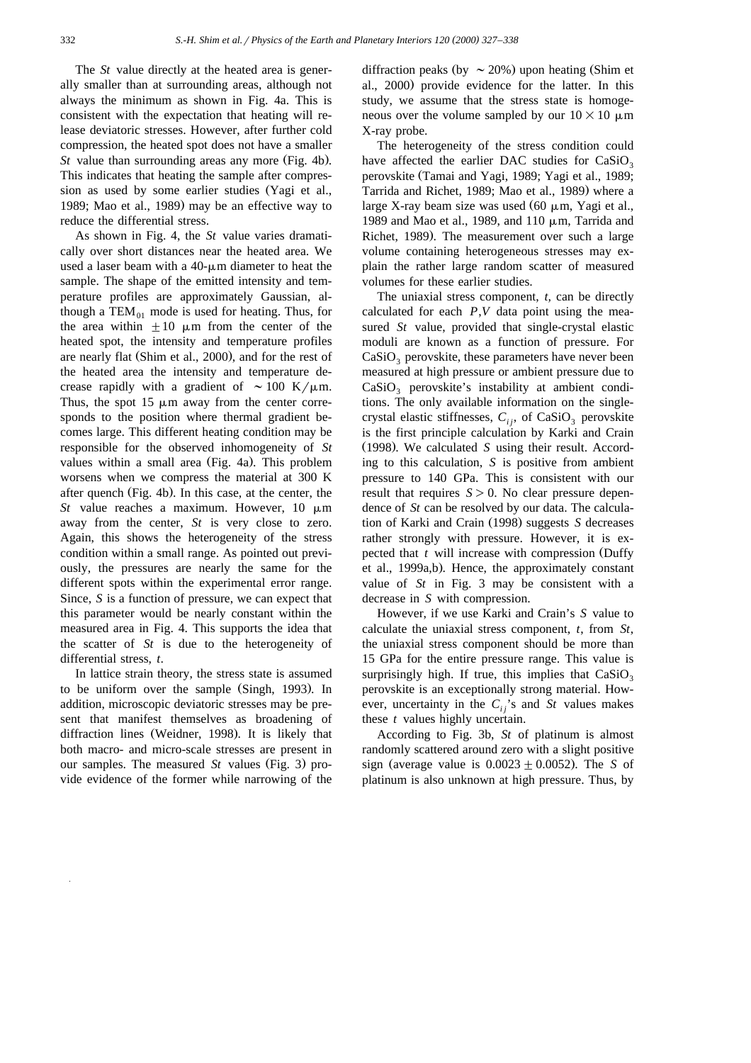The *St* value directly at the heated area is generally smaller than at surrounding areas, although not always the minimum as shown in Fig. 4a. This is consistent with the expectation that heating will release deviatoric stresses. However, after further cold compression, the heated spot does not have a smaller *St* value than surrounding areas any more (Fig. 4b). This indicates that heating the sample after compression as used by some earlier studies (Yagi et al., 1989; Mao et al., 1989) may be an effective way to reduce the differential stress.

As shown in Fig. 4, the *St* value varies dramatically over short distances near the heated area. We used a laser beam with a 40-μm diameter to heat the sample. The shape of the emitted intensity and temperature profiles are approximately Gaussian, although a $TEM_{01}$ mode is used for heating. Thus, for the area within $\pm 10$ μm from the center of the heated spot, the intensity and temperature profiles are nearly flat (Shim et al., 2000), and for the rest of the heated area the intensity and temperature decrease rapidly with a gradient of $\sim 100$ K/μm. Thus, the spot 15 μm away from the center corresponds to the position where thermal gradient becomes large. This different heating condition may be responsible for the observed inhomogeneity of *St* values within a small area (Fig. 4a). This problem worsens when we compress the material at 300 K after quench (Fig. 4b). In this case, at the center, the *St* value reaches a maximum. However, 10 μm away from the center, *St* is very close to zero. Again, this shows the heterogeneity of the stress condition within a small range. As pointed out previously, the pressures are nearly the same for the different spots within the experimental error range. Since, *S* is a function of pressure, we can expect that this parameter would be nearly constant within the measured area in Fig. 4. This supports the idea that the scatter of *St* is due to the heterogeneity of differential stress, *t*.

In lattice strain theory, the stress state is assumed to be uniform over the sample (Singh, 1993). In addition, microscopic deviatoric stresses may be present that manifest themselves as broadening of diffraction lines (Weidner, 1998). It is likely that both macro- and micro-scale stresses are present in our samples. The measured *St* values (Fig. 3) provide evidence of the former while narrowing of the diffraction peaks (by $\sim 20\%$) upon heating (Shim et al., 2000) provide evidence for the latter. In this study, we assume that the stress state is homogeneous over the volume sampled by our $10 \times 10$ μm X-ray probe.

The heterogeneity of the stress condition could have affected the earlier DAC studies for $CaSiO_3$ perovskite (Tamai and Yagi, 1989; Yagi et al., 1989; Tarrida and Richet, 1989; Mao et al., 1989) where a large X-ray beam size was used (60 μm, Yagi et al., 1989 and Mao et al., 1989, and 110 μm, Tarrida and Richet, 1989). The measurement over such a large volume containing heterogeneous stresses may explain the rather large random scatter of measured volumes for these earlier studies.

The uniaxial stress component, *t*, can be directly calculated for each *P*,*V* data point using the measured *St* value, provided that single-crystal elastic moduli are known as a function of pressure. For $CaSiO_3$ perovskite, these parameters have never been measured at high pressure or ambient pressure due to $CaSiO_3$ perovskite's instability at ambient conditions. The only available information on the single-crystal elastic stiffnesses, $C_{ij}$, of $CaSiO_3$ perovskite is the first principle calculation by Karki and Crain (1998). We calculated *S* using their result. According to this calculation, *S* is positive from ambient pressure to 140 GPa. This is consistent with our result that requires $S > 0$. No clear pressure dependence of *St* can be resolved by our data. The calculation of Karki and Crain (1998) suggests *S* decreases rather strongly with pressure. However, it is expected that *t* will increase with compression (Duffy et al., 1999a,b). Hence, the approximately constant value of *St* in Fig. 3 may be consistent with a decrease in *S* with compression.

However, if we use Karki and Crain's *S* value to calculate the uniaxial stress component, *t*, from *St*, the uniaxial stress component should be more than 15 GPa for the entire pressure range. This value is surprisingly high. If true, this implies that $CaSiO_3$ perovskite is an exceptionally strong material. However, uncertainty in the $C_{ij}$'s and *St* values makes these *t* values highly uncertain.

According to Fig. 3b, *St* of platinum is almost randomly scattered around zero with a slight positive sign (average value is $0.0023 \pm 0.0052$). The *S* of platinum is also unknown at high pressure. Thus, by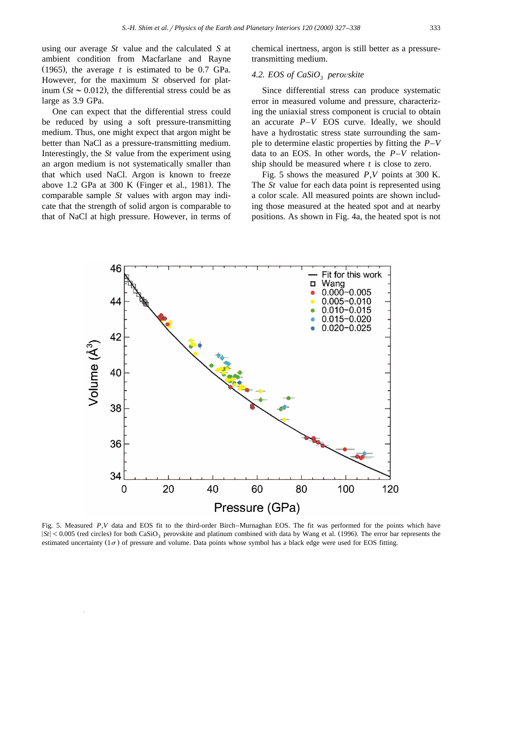using our average *St* value and the calculated *S* at ambient condition from Macfarlane and Rayne (1965), the average *t* is estimated to be 0.7 GPa. However, for the maximum *St* observed for platinum ($St \sim 0.012$), the differential stress could be as large as 3.9 GPa.

One can expect that the differential stress could be reduced by using a soft pressure-transmitting medium. Thus, one might expect that argon might be better than NaCl as a pressure-transmitting medium. Interestingly, the *St* value from the experiment using an argon medium is not systematically smaller than that which used NaCl. Argon is known to freeze above 1.2 GPa at 300 K (Finger et al., 1981). The comparable sample *St* values with argon may indicate that the strength of solid argon is comparable to that of NaCl at high pressure. However, in terms of chemical inertness, argon is still better as a pressure-transmitting medium.

### 4.2. EOS of $CaSiO_3$ perovskite

Since differential stress can produce systematic error in measured volume and pressure, characterizing the uniaxial stress component is crucial to obtain an accurate *P*–*V* EOS curve. Ideally, we should have a hydrostatic stress state surrounding the sample to determine elastic properties by fitting the *P*–*V* data to an EOS. In other words, the *P*–*V* relationship should be measured where *t* is close to zero.

Fig. 5 shows the measured *P*,*V* points at 300 K. The *St* value for each data point is represented using a color scale. All measured points are shown including those measured at the heated spot and at nearby positions. As shown in Fig. 4a, the heated spot is not

Fig. 5. Measured *P*,*V* data and EOS fit to the third-order Birch–Murnaghan EOS. The fit was performed for the points which have $|St| < 0.005$ (red circles) for both $CaSiO_3$ perovskite and platinum combined with data by Wang et al. (1996). The error bar represents the estimated uncertainty ($1\sigma$) of pressure and volume. Data points whose symbol has a black edge were used for EOS fitting.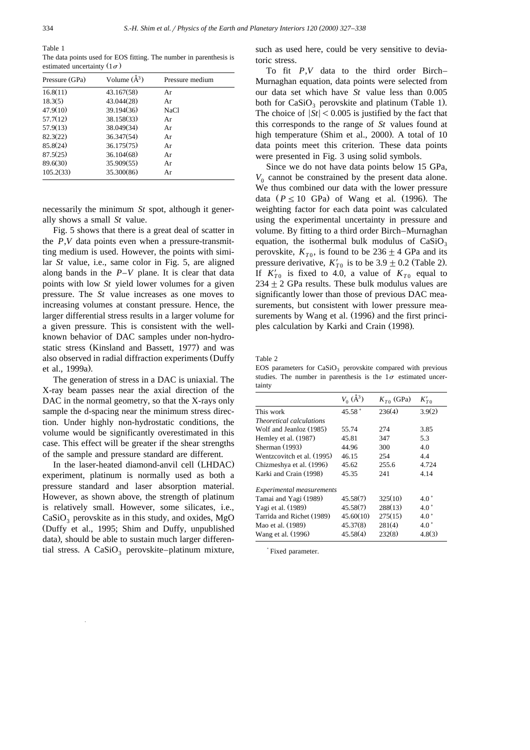Table 1
The data points used for EOS fitting. The number in parenthesis is estimated uncertainty ($1\sigma$)

| Pressure (GPa) | Volume (Å$^3$) | Pressure medium |
|---|---|---|
| 16.8(11) | 43.167(58) | Ar |
| 18.3(5) | 43.044(28) | Ar |
| 47.9(10) | 39.194(36) | NaCl |
| 57.7(12) | 38.158(33) | Ar |
| 57.9(13) | 38.049(34) | Ar |
| 82.3(22) | 36.347(54) | Ar |
| 85.8(24) | 36.175(75) | Ar |
| 87.5(25) | 36.104(68) | Ar |
| 89.6(30) | 35.909(55) | Ar |
| 105.2(33) | 35.300(86) | Ar |

necessarily the minimum *St* spot, although it generally shows a small *St* value.

Fig. 5 shows that there is a great deal of scatter in the *P*,*V* data points even when a pressure-transmitting medium is used. However, the points with similar *St* value, i.e., same color in Fig. 5, are aligned along bands in the *P*–*V* plane. It is clear that data points with low *St* yield lower volumes for a given pressure. The *St* value increases as one moves to increasing volumes at constant pressure. Hence, the larger differential stress results in a larger volume for a given pressure. This is consistent with the well-known behavior of DAC samples under non-hydrostatic stress (Kinsland and Bassett, 1977) and was also observed in radial diffraction experiments (Duffy et al., 1999a).

The generation of stress in a DAC is uniaxial. The X-ray beam passes near the axial direction of the DAC in the normal geometry, so that the X-rays only sample the d-spacing near the minimum stress direction. Under highly non-hydrostatic conditions, the volume would be significantly overestimated in this case. This effect will be greater if the shear strengths of the sample and pressure standard are different.

In the laser-heated diamond-anvil cell (LHDAC) experiment, platinum is normally used as both a pressure standard and laser absorption material. However, as shown above, the strength of platinum is relatively small. However, some silicates, i.e., $CaSiO_3$ perovskite as in this study, and oxides, MgO (Duffy et al., 1995; Shim and Duffy, unpublished data), should be able to sustain much larger differential stress. A $CaSiO_3$ perovskite–platinum mixture, such as used here, could be very sensitive to deviatoric stress.

To fit *P*,*V* data to the third order Birch–Murnaghan equation, data points were selected from our data set which have *St* value less than 0.005 both for $CaSiO_3$ perovskite and platinum (Table 1). The choice of $|St| < 0.005$ is justified by the fact that this corresponds to the range of *St* values found at high temperature (Shim et al., 2000). A total of 10 data points meet this criterion. These data points were presented in Fig. 3 using solid symbols.

Since we do not have data points below 15 GPa, $V_0$ cannot be constrained by the present data alone. We thus combined our data with the lower pressure data ($P \leq 10$ GPa) of Wang et al. (1996). The weighting factor for each data point was calculated using the experimental uncertainty in pressure and volume. By fitting to a third order Birch–Murnaghan equation, the isothermal bulk modulus of $CaSiO_3$ perovskite, $K_{T0}$, is found to be $236 \pm 4$ GPa and its pressure derivative, $K'_{T0}$ is to be $3.9 \pm 0.2$ (Table 2). If $K'_{T0}$ is fixed to 4.0, a value of $K_{T0}$ equal to $234 \pm 2$ GPa results. These bulk modulus values are significantly lower than those of previous DAC measurements, but consistent with lower pressure measurements by Wang et al. (1996) and the first principles calculation by Karki and Crain (1998).

Table 2
EOS parameters for $CaSiO_3$ perovskite compared with previous studies. The number in parenthesis is the $1\sigma$ estimated uncertainty

| | $V_0$ (Å$^3$) | $K_{T0}$ (GPa) | $K'_{T0}$ |
|---|---|---|---|
| This work | 45.58* | 236(4) | 3.9(2) |
| *Theoretical calculations* | | | |
| Wolf and Jeanloz (1985) | 55.74 | 274 | 3.85 |
| Hemley et al. (1987) | 45.81 | 347 | 5.3 |
| Sherman (1993) | 44.96 | 300 | 4.0 |
| Wentzcovitch et al. (1995) | 46.15 | 254 | 4.4 |
| Chizmeshya et al. (1996) | 45.62 | 255.6 | 4.724 |
| Karki and Crain (1998) | 45.35 | 241 | 4.14 |
| *Experimental measurements* | | | |
| Tamai and Yagi (1989) | 45.58(7) | 325(10) | 4.0* |
| Yagi et al. (1989) | 45.58(7) | 288(13) | 4.0* |
| Tarrida and Richet (1989) | 45.60(10) | 275(15) | 4.0* |
| Mao et al. (1989) | 45.37(8) | 281(4) | 4.0* |
| Wang et al. (1996) | 45.58(4) | 232(8) | 4.8(3) |

* Fixed parameter.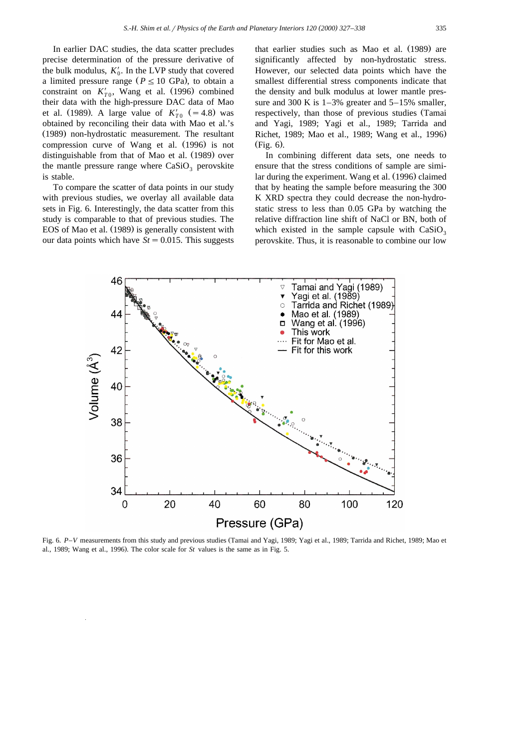In earlier DAC studies, the data scatter precludes precise determination of the pressure derivative of the bulk modulus, $K_0'$. In the LVP study that covered a limited pressure range ($P \leq 10$ GPa), to obtain a constraint on $K_{T0}'$, Wang et al. (1996) combined their data with the high-pressure DAC data of Mao et al. (1989). A large value of $K_{T0}'$ ($=4.8$) was obtained by reconciling their data with Mao et al.'s (1989) non-hydrostatic measurement. The resultant compression curve of Wang et al. (1996) is not distinguishable from that of Mao et al. (1989) over the mantle pressure range where $CaSiO_3$ perovskite is stable.

To compare the scatter of data points in our study with previous studies, we overlay all available data sets in Fig. 6. Interestingly, the data scatter from this study is comparable to that of previous studies. The EOS of Mao et al. (1989) is generally consistent with our data points which have $St = 0.015$. This suggests that earlier studies such as Mao et al. (1989) are significantly affected by non-hydrostatic stress. However, our selected data points which have the smallest differential stress components indicate that the density and bulk modulus at lower mantle pressure and 300 K is 1–3% greater and 5–15% smaller, respectively, than those of previous studies (Tamai and Yagi, 1989; Yagi et al., 1989; Tarrida and Richet, 1989; Mao et al., 1989; Wang et al., 1996) (Fig. 6).

In combining different data sets, one needs to ensure that the stress conditions of sample are similar during the experiment. Wang et al. (1996) claimed that by heating the sample before measuring the 300 K XRD spectra they could decrease the non-hydrostatic stress to less than 0.05 GPa by watching the relative diffraction line shift of NaCl or BN, both of which existed in the sample capsule with $CaSiO_3$ perovskite. Thus, it is reasonable to combine our low

Fig. 6. $P$–$V$ measurements from this study and previous studies (Tamai and Yagi, 1989; Yagi et al., 1989; Tarrida and Richet, 1989; Mao et al., 1989; Wang et al., 1996). The color scale for $St$ values is the same as in Fig. 5.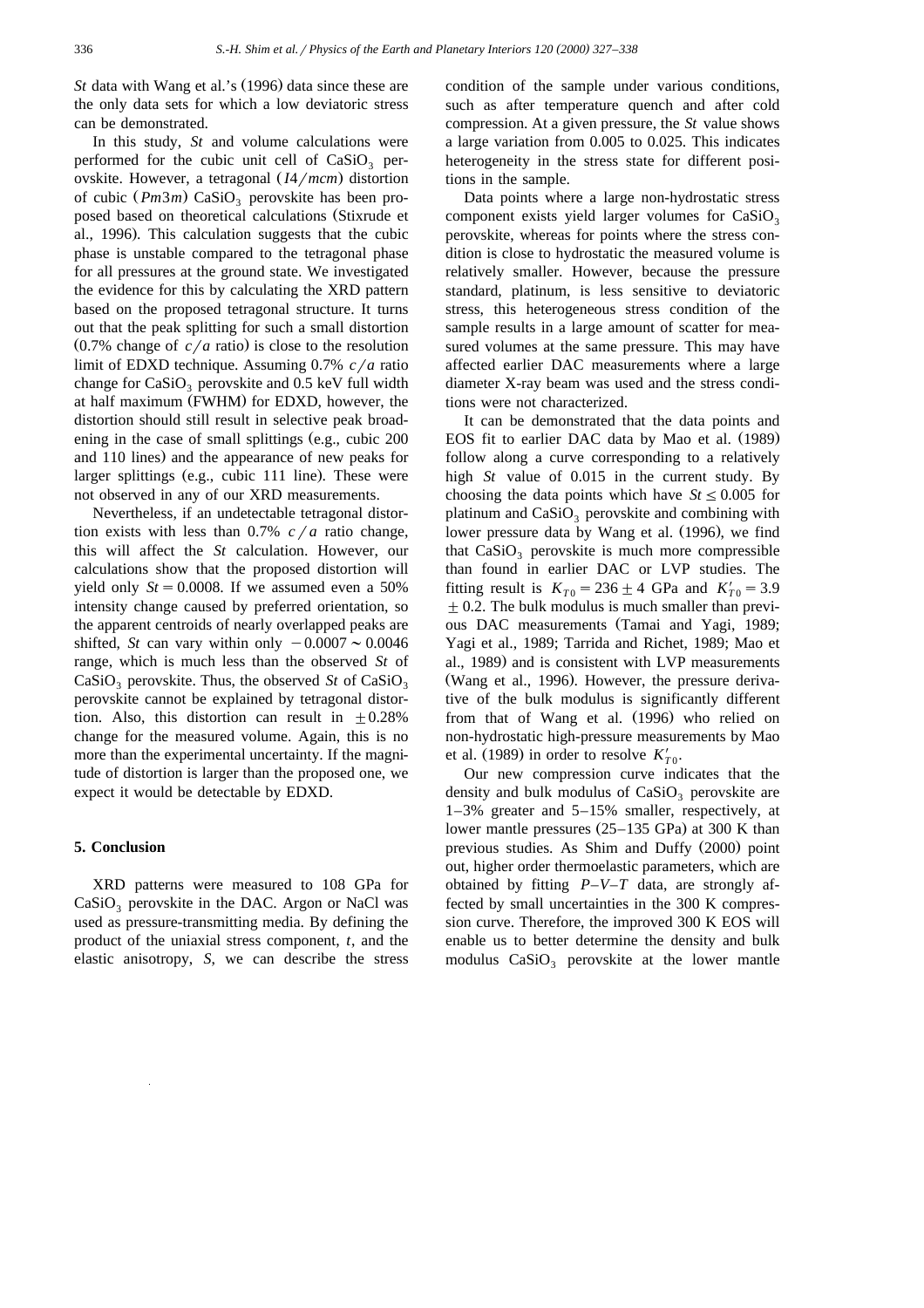*St* data with Wang et al.'s (1996) data since these are the only data sets for which a low deviatoric stress can be demonstrated.

In this study, *St* and volume calculations were performed for the cubic unit cell of $CaSiO_3$ perovskite. However, a tetragonal ($I4/mcm$) distortion of cubic ($Pm3m$) $CaSiO_3$ perovskite has been proposed based on theoretical calculations (Stixrude et al., 1996). This calculation suggests that the cubic phase is unstable compared to the tetragonal phase for all pressures at the ground state. We investigated the evidence for this by calculating the XRD pattern based on the proposed tetragonal structure. It turns out that the peak splitting for such a small distortion (0.7% change of $c/a$ ratio) is close to the resolution limit of EDXD technique. Assuming 0.7% $c/a$ ratio change for $CaSiO_3$ perovskite and 0.5 keV full width at half maximum (FWHM) for EDXD, however, the distortion should still result in selective peak broadening in the case of small splittings (e.g., cubic 200 and 110 lines) and the appearance of new peaks for larger splittings (e.g., cubic 111 line). These were not observed in any of our XRD measurements.

Nevertheless, if an undetectable tetragonal distortion exists with less than 0.7% $c/a$ ratio change, this will affect the *St* calculation. However, our calculations show that the proposed distortion will yield only $St = 0.0008$. If we assumed even a 50% intensity change caused by preferred orientation, so the apparent centroids of nearly overlapped peaks are shifted, *St* can vary within only $-0.0007 \sim 0.0046$ range, which is much less than the observed *St* of $CaSiO_3$ perovskite. Thus, the observed *St* of $CaSiO_3$ perovskite cannot be explained by tetragonal distortion. Also, this distortion can result in $\pm 0.28\%$ change for the measured volume. Again, this is no more than the experimental uncertainty. If the magnitude of distortion is larger than the proposed one, we expect it would be detectable by EDXD.

## 5. Conclusion

XRD patterns were measured to 108 GPa for $CaSiO_3$ perovskite in the DAC. Argon or NaCl was used as pressure-transmitting media. By defining the product of the uniaxial stress component, *t*, and the elastic anisotropy, *S*, we can describe the stress condition of the sample under various conditions, such as after temperature quench and after cold compression. At a given pressure, the *St* value shows a large variation from 0.005 to 0.025. This indicates heterogeneity in the stress state for different positions in the sample.

Data points where a large non-hydrostatic stress component exists yield larger volumes for $CaSiO_3$ perovskite, whereas for points where the stress condition is close to hydrostatic the measured volume is relatively smaller. However, because the pressure standard, platinum, is less sensitive to deviatoric stress, this heterogeneous stress condition of the sample results in a large amount of scatter for measured volumes at the same pressure. This may have affected earlier DAC measurements where a large diameter X-ray beam was used and the stress conditions were not characterized.

It can be demonstrated that the data points and EOS fit to earlier DAC data by Mao et al. (1989) follow along a curve corresponding to a relatively high *St* value of 0.015 in the current study. By choosing the data points which have $St \leq 0.005$ for platinum and $CaSiO_3$ perovskite and combining with lower pressure data by Wang et al. (1996), we find that $CaSiO_3$ perovskite is much more compressible than found in earlier DAC or LVP studies. The fitting result is $K_{T0} = 236 \pm 4$ GPa and $K'_{T0} = 3.9 \pm 0.2$. The bulk modulus is much smaller than previous DAC measurements (Tamai and Yagi, 1989; Yagi et al., 1989; Tarrida and Richet, 1989; Mao et al., 1989) and is consistent with LVP measurements (Wang et al., 1996). However, the pressure derivative of the bulk modulus is significantly different from that of Wang et al. (1996) who relied on non-hydrostatic high-pressure measurements by Mao et al. (1989) in order to resolve $K'_{T0}$.

Our new compression curve indicates that the density and bulk modulus of $CaSiO_3$ perovskite are 1–3% greater and 5–15% smaller, respectively, at lower mantle pressures (25–135 GPa) at 300 K than previous studies. As Shim and Duffy (2000) point out, higher order thermoelastic parameters, which are obtained by fitting $P$–$V$–$T$ data, are strongly affected by small uncertainties in the 300 K compression curve. Therefore, the improved 300 K EOS will enable us to better determine the density and bulk modulus $CaSiO_3$ perovskite at the lower mantle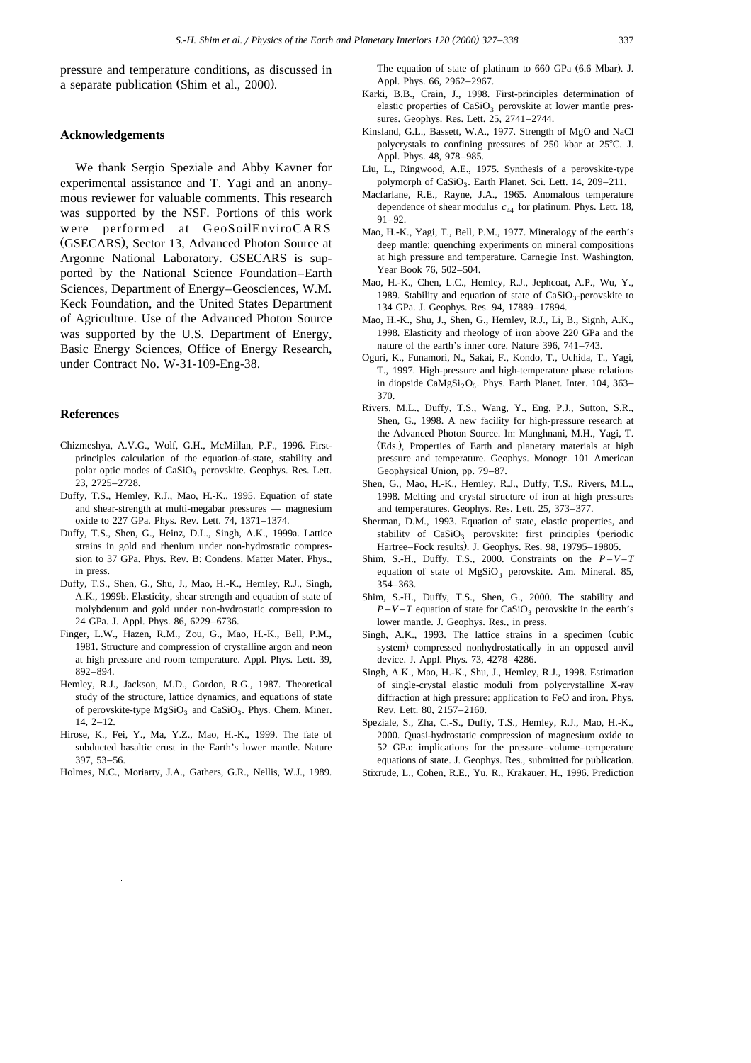pressure and temperature conditions, as discussed in a separate publication (Shim et al., 2000).

## Acknowledgements

We thank Sergio Speziale and Abby Kavner for experimental assistance and T. Yagi and an anonymous reviewer for valuable comments. This research was supported by the NSF. Portions of this work were performed at GeoSoilEnviroCARS (GSECARS), Sector 13, Advanced Photon Source at Argonne National Laboratory. GSECARS is supported by the National Science Foundation–Earth Sciences, Department of Energy–Geosciences, W.M. Keck Foundation, and the United States Department of Agriculture. Use of the Advanced Photon Source was supported by the U.S. Department of Energy, Basic Energy Sciences, Office of Energy Research, under Contract No. W-31-109-Eng-38.

## References

Chizmeshya, A.V.G., Wolf, G.H., McMillan, P.F., 1996. First-principles calculation of the equation-of-state, stability and polar optic modes of $CaSiO_3$ perovskite. Geophys. Res. Lett. 23, 2725–2728.

Duffy, T.S., Hemley, R.J., Mao, H.-K., 1995. Equation of state and shear-strength at multi-megabar pressures — magnesium oxide to 227 GPa. Phys. Rev. Lett. 74, 1371–1374.

Duffy, T.S., Shen, G., Heinz, D.L., Singh, A.K., 1999a. Lattice strains in gold and rhenium under non-hydrostatic compression to 37 GPa. Phys. Rev. B: Condens. Matter Mater. Phys., in press.

Duffy, T.S., Shen, G., Shu, J., Mao, H.-K., Hemley, R.J., Singh, A.K., 1999b. Elasticity, shear strength and equation of state of molybdenum and gold under non-hydrostatic compression to 24 GPa. J. Appl. Phys. 86, 6229–6736.

Finger, L.W., Hazen, R.M., Zou, G., Mao, H.-K., Bell, P.M., 1981. Structure and compression of crystalline argon and neon at high pressure and room temperature. Appl. Phys. Lett. 39, 892–894.

Hemley, R.J., Jackson, M.D., Gordon, R.G., 1987. Theoretical study of the structure, lattice dynamics, and equations of state of perovskite-type $MgSiO_3$ and $CaSiO_3$. Phys. Chem. Miner. 14, 2–12.

Hirose, K., Fei, Y., Ma, Y.Z., Mao, H.-K., 1999. The fate of subducted basaltic crust in the Earth's lower mantle. Nature 397, 53–56.

Holmes, N.C., Moriarty, J.A., Gathers, G.R., Nellis, W.J., 1989. The equation of state of platinum to 660 GPa (6.6 Mbar). J. Appl. Phys. 66, 2962–2967.

Karki, B.B., Crain, J., 1998. First-principles determination of elastic properties of $CaSiO_3$ perovskite at lower mantle pressures. Geophys. Res. Lett. 25, 2741–2744.

Kinsland, G.L., Bassett, W.A., 1977. Strength of MgO and NaCl polycrystals to confining pressures of 250 kbar at 25°C. J. Appl. Phys. 48, 978–985.

Liu, L., Ringwood, A.E., 1975. Synthesis of a perovskite-type polymorph of $CaSiO_3$. Earth Planet. Sci. Lett. 14, 209–211.

Macfarlane, R.E., Rayne, J.A., 1965. Anomalous temperature dependence of shear modulus $c_{44}$ for platinum. Phys. Lett. 18, 91–92.

Mao, H.-K., Yagi, T., Bell, P.M., 1977. Mineralogy of the earth's deep mantle: quenching experiments on mineral compositions at high pressure and temperature. Carnegie Inst. Washington, Year Book 76, 502–504.

Mao, H.-K., Chen, L.C., Hemley, R.J., Jephcoat, A.P., Wu, Y., 1989. Stability and equation of state of $CaSiO_3$-perovskite to 134 GPa. J. Geophys. Res. 94, 17889–17894.

Mao, H.-K., Shu, J., Shen, G., Hemley, R.J., Li, B., Signh, A.K., 1998. Elasticity and rheology of iron above 220 GPa and the nature of the earth's inner core. Nature 396, 741–743.

Oguri, K., Funamori, N., Sakai, F., Kondo, T., Uchida, T., Yagi, T., 1997. High-pressure and high-temperature phase relations in diopside $CaMgSi_2O_6$. Phys. Earth Planet. Inter. 104, 363–370.

Rivers, M.L., Duffy, T.S., Wang, Y., Eng, P.J., Sutton, S.R., Shen, G., 1998. A new facility for high-pressure research at the Advanced Photon Source. In: Manghnani, M.H., Yagi, T. (Eds.), Properties of Earth and planetary materials at high pressure and temperature. Geophys. Monogr. 101 American Geophysical Union, pp. 79–87.

Shen, G., Mao, H.-K., Hemley, R.J., Duffy, T.S., Rivers, M.L., 1998. Melting and crystal structure of iron at high pressures and temperatures. Geophys. Res. Lett. 25, 373–377.

Sherman, D.M., 1993. Equation of state, elastic properties, and stability of $CaSiO_3$ perovskite: first principles (periodic Hartree–Fock results). J. Geophys. Res. 98, 19795–19805.

Shim, S.-H., Duffy, T.S., 2000. Constraints on the $P$–$V$–$T$ equation of state of $MgSiO_3$ perovskite. Am. Mineral. 85, 354–363.

Shim, S.-H., Duffy, T.S., Shen, G., 2000. The stability and $P$–$V$–$T$ equation of state for $CaSiO_3$ perovskite in the earth's lower mantle. J. Geophys. Res., in press.

Singh, A.K., 1993. The lattice strains in a specimen (cubic system) compressed nonhydrostatically in an opposed anvil device. J. Appl. Phys. 73, 4278–4286.

Singh, A.K., Mao, H.-K., Shu, J., Hemley, R.J., 1998. Estimation of single-crystal elastic moduli from polycrystalline X-ray diffraction at high pressure: application to FeO and iron. Phys. Rev. Lett. 80, 2157–2160.

Speziale, S., Zha, C.-S., Duffy, T.S., Hemley, R.J., Mao, H.-K., 2000. Quasi-hydrostatic compression of magnesium oxide to 52 GPa: implications for the pressure–volume–temperature equations of state. J. Geophys. Res., submitted for publication.

Stixrude, L., Cohen, R.E., Yu, R., Krakauer, H., 1996. Prediction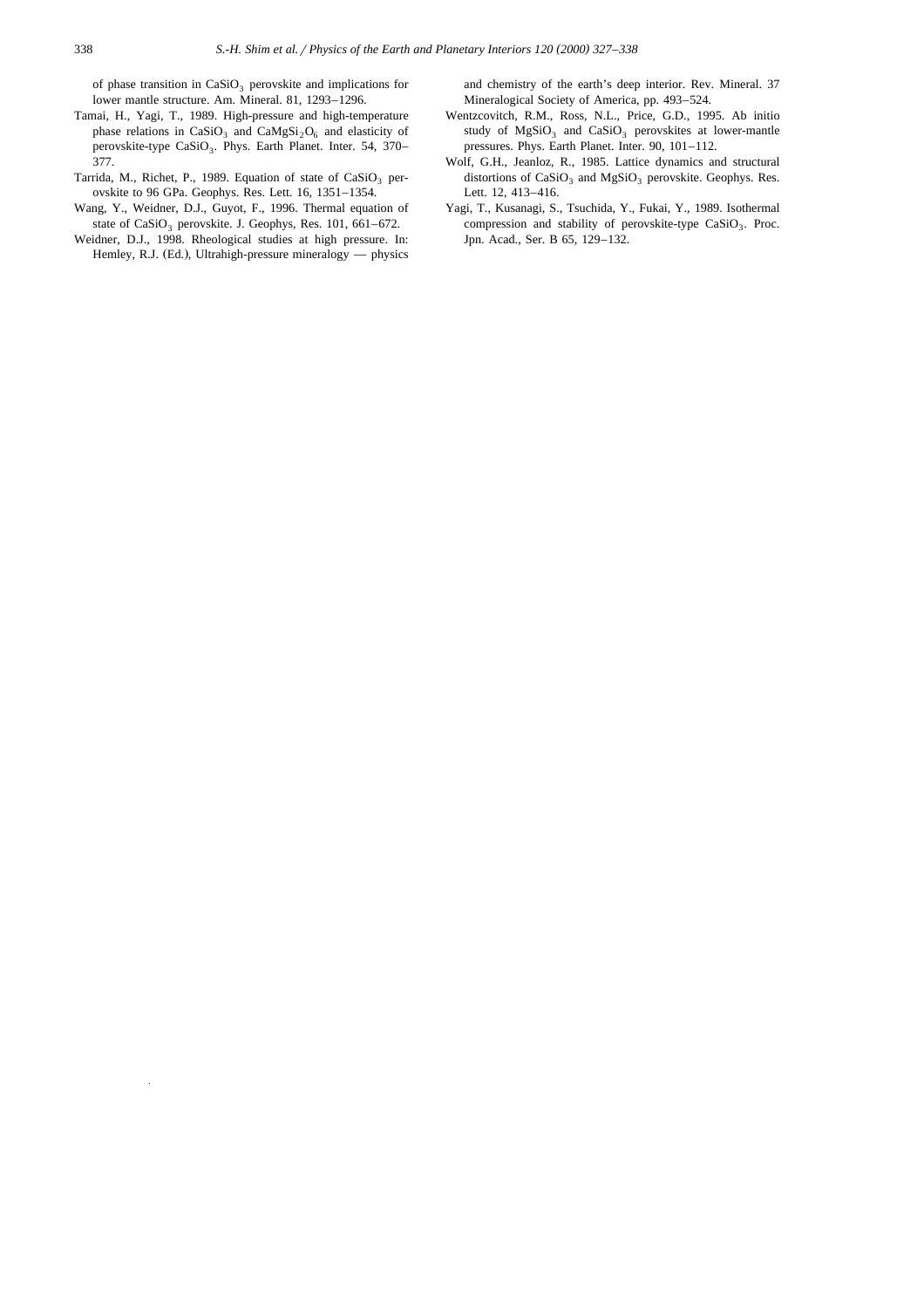of phase transition in $CaSiO_3$ perovskite and implications for lower mantle structure. Am. Mineral. 81, 1293–1296.

Tamai, H., Yagi, T., 1989. High-pressure and high-temperature phase relations in $CaSiO_3$ and $CaMgSi_2O_6$ and elasticity of perovskite-type $CaSiO_3$. Phys. Earth Planet. Inter. 54, 370–377.

Tarrida, M., Richet, P., 1989. Equation of state of $CaSiO_3$ perovskite to 96 GPa. Geophys. Res. Lett. 16, 1351–1354.

Wang, Y., Weidner, D.J., Guyot, F., 1996. Thermal equation of state of $CaSiO_3$ perovskite. J. Geophys, Res. 101, 661–672.

Weidner, D.J., 1998. Rheological studies at high pressure. In: Hemley, R.J. (Ed.), Ultrahigh-pressure mineralogy — physics and chemistry of the earth's deep interior. Rev. Mineral. 37 Mineralogical Society of America, pp. 493–524.

Wentzcovitch, R.M., Ross, N.L., Price, G.D., 1995. Ab initio study of $MgSiO_3$ and $CaSiO_3$ perovskites at lower-mantle pressures. Phys. Earth Planet. Inter. 90, 101–112.

Wolf, G.H., Jeanloz, R., 1985. Lattice dynamics and structural distortions of $CaSiO_3$ and $MgSiO_3$ perovskite. Geophys. Res. Lett. 12, 413–416.

Yagi, T., Kusanagi, S., Tsuchida, Y., Fukai, Y., 1989. Isothermal compression and stability of perovskite-type $CaSiO_3$. Proc. Jpn. Acad., Ser. B 65, 129–132.